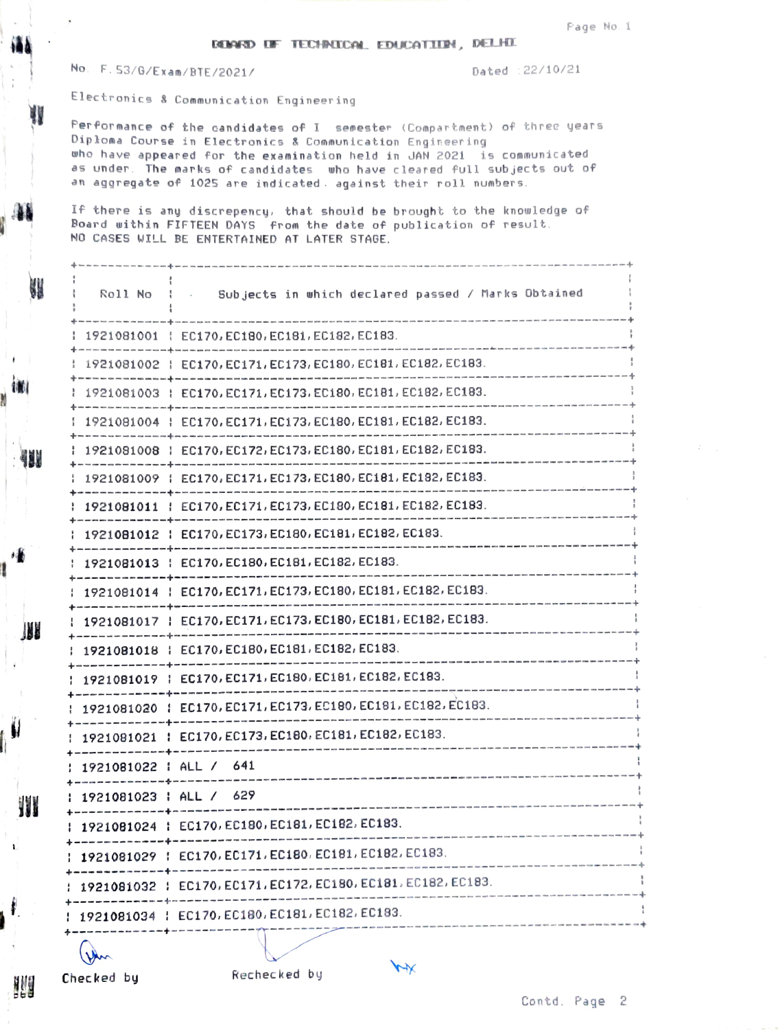# BOARD OF TECHNICAL EDUCATION, DELHI

No. F.53/G/Exam/BTE/2021/ Dated :22/10/21

Electronics & Communication Engineering

Performance of the candidates of I semester (Compartment) of three years Diploma Course in Electronics & Communication Engineering who have appeared for the examination held in JAN 2021 is communicated as under. The marks of candidates who have cleared full subjects out of an aggregate of 1025 are indicated against their roll numbers.

If there is any discrepency, that should be brought to the knowledge of Board within FIFTEEN DAYS from the date of publication of result. NO CASES WILL BE ENTERTAINED AT LATER STAGE.

| Roll No | Subjects in which declared passed / Marks Obtained |
|---|---|
| 1921081001 | EC170,EC180,EC181,EC182,EC183. |
| 1921081002 | EC170,EC171,EC173,EC180,EC181,EC182,EC183. |
| 1921081003 | EC170,EC171,EC173,EC180,EC181,EC182,EC183. |
| 1921081004 | EC170,EC171,EC173,EC180,EC181,EC182,EC183. |
| 1921081008 | EC170,EC172,EC173,EC180,EC181,EC182,EC183. |
| 1921081009 | EC170,EC171,EC173,EC180,EC181,EC182,EC183. |
| 1921081011 | EC170,EC171,EC173,EC180,EC181,EC182,EC183. |
| 1921081012 | EC170,EC173,EC180,EC181,EC182,EC183. |
| 1921081013 | EC170,EC180,EC181,EC182,EC183. |
| 1921081014 | EC170,EC171,EC173,EC180,EC181,EC182,EC183. |
| 1921081017 | EC170,EC171,EC173,EC180,EC181,EC182,EC183. |
| 1921081018 | EC170,EC180,EC181,EC182,EC183. |
| 1921081019 | EC170,EC171,EC180,EC181,EC182,EC183. |
| 1921081020 | EC170,EC171,EC173,EC180,EC181,EC182,EC183. |
| 1921081021 | EC170,EC173,EC180,EC181,EC182,EC183. |
| 1921081022 | ALL / 641 |
| 1921081023 | ALL / 629 |
| 1921081024 | EC170,EC180,EC181,EC182,EC183. |
| 1921081029 | EC170,EC171,EC180,EC181,EC182,EC183. |
| 1921081032 | EC170,EC171,EC172,EC180,EC181,EC182,EC183. |
| 1921081034 | EC170,EC180,EC181,EC182,EC183. |

Checked by Rechecked by

Contd. Page 2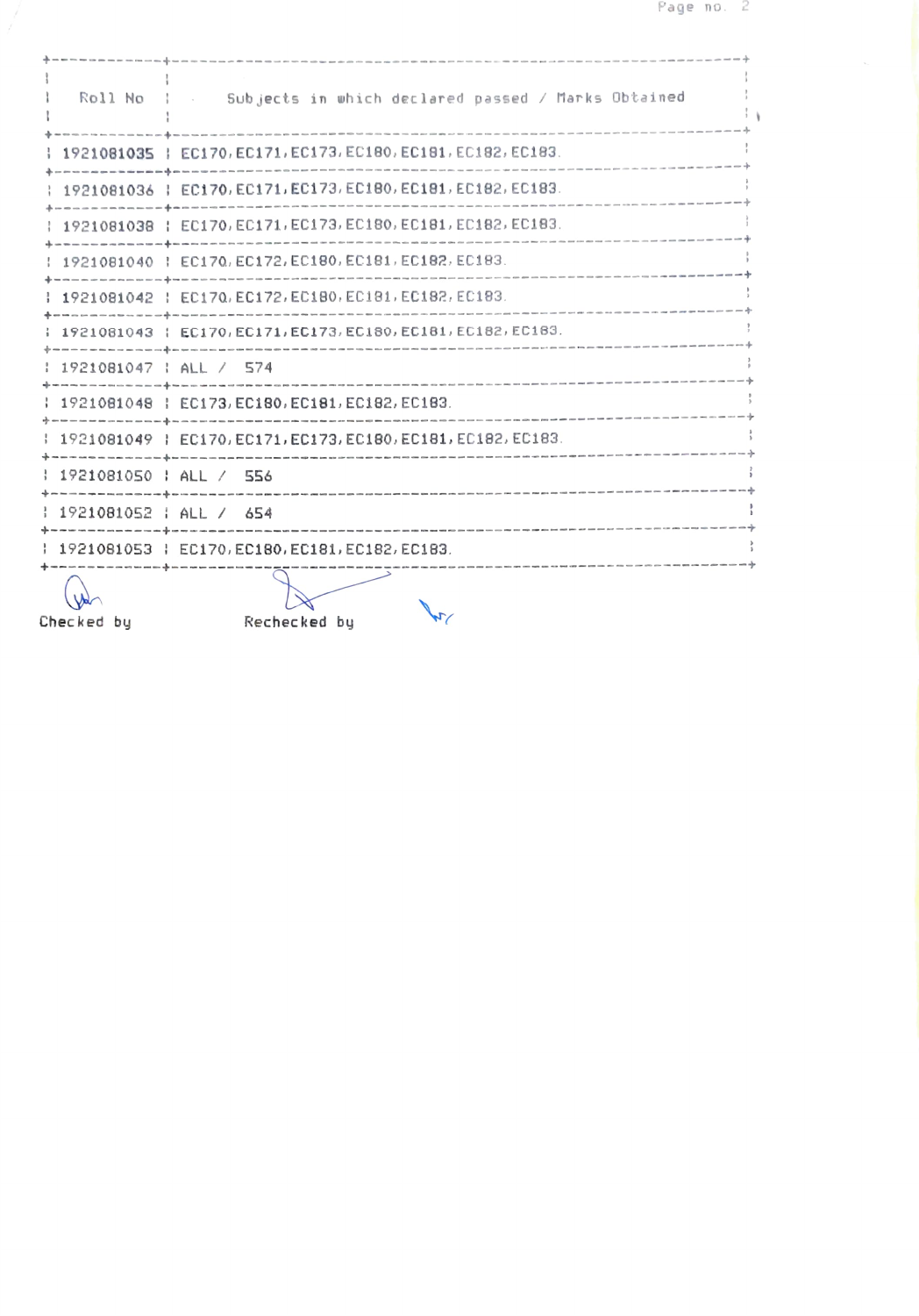| Roll No | Subjects in which declared passed / Marks Obtained |
|---|---|
| 1921081035 | EC170, EC171, EC173, EC180, EC181, EC182, EC183. |
| 1921081036 | EC170, EC171, EC173, EC180, EC181, EC182, EC183. |
| 1921081038 | EC170, EC171, EC173, EC180, EC181, EC182, EC183. |
| 1921081040 | EC170, EC172, EC180, EC181, EC182, EC183. |
| 1921081042 | EC170, EC172, EC180, EC181, EC182, EC183. |
| 1921081043 | EC170, EC171, EC173, EC180, EC181, EC182, EC183. |
| 1921081047 | ALL / 574 |
| 1921081048 | EC173, EC180, EC181, EC182, EC183. |
| 1921081049 | EC170, EC171, EC173, EC180, EC181, EC182, EC183. |
| 1921081050 | ALL / 556 |
| 1921081052 | ALL / 654 |
| 1921081053 | EC170, EC180, EC181, EC182, EC183. |

Checked by                    Rechecked by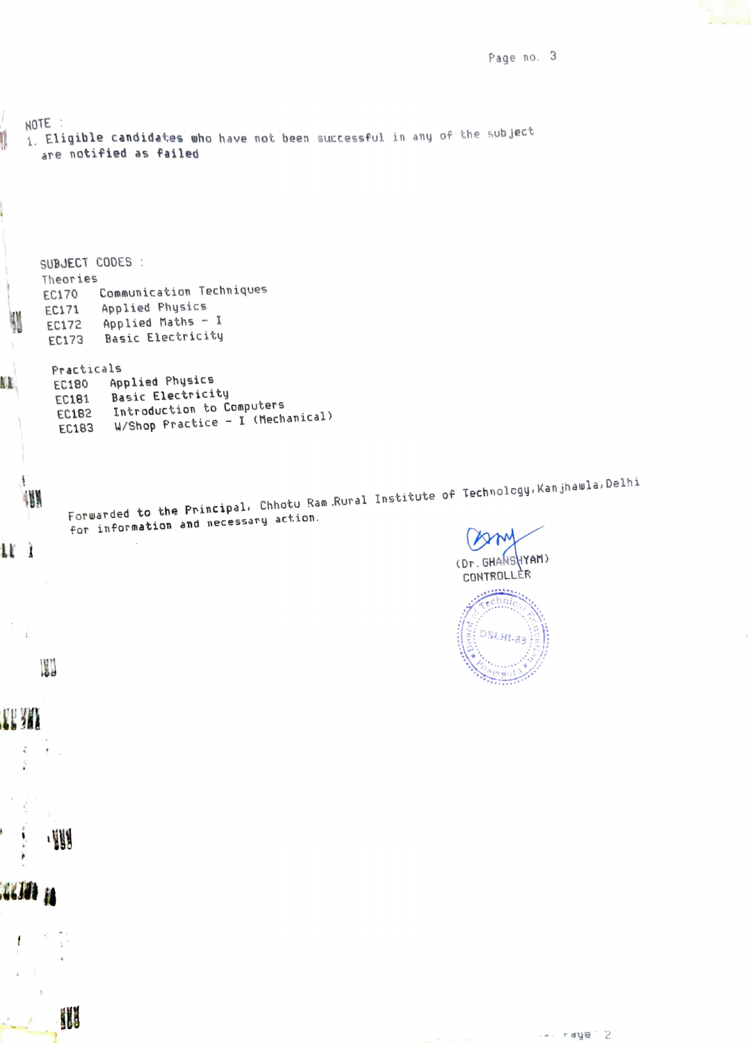NOTE :

1. Eligible candidates who have not been successful in any of the subject are notified as failed

SUBJECT CODES :

Theories

| | |
|---|---|
| EC170 | Communication Techniques |
| EC171 | Applied Physics |
| EC172 | Applied Maths - I |
| EC173 | Basic Electricity |

Practicals

| | |
|---|---|
| EC180 | Applied Physics |
| EC181 | Basic Electricity |
| EC182 | Introduction to Computers |
| EC183 | W/Shop Practice - I (Mechanical) |

Forwarded to the Principal, Chhotu Ram Rural Institute of Technology, Kanjhawla, Delhi for information and necessary action.

(Dr. GHANSHYAM)
CONTROLLER

Board of Technical Education, Pitampura, DELHI-88